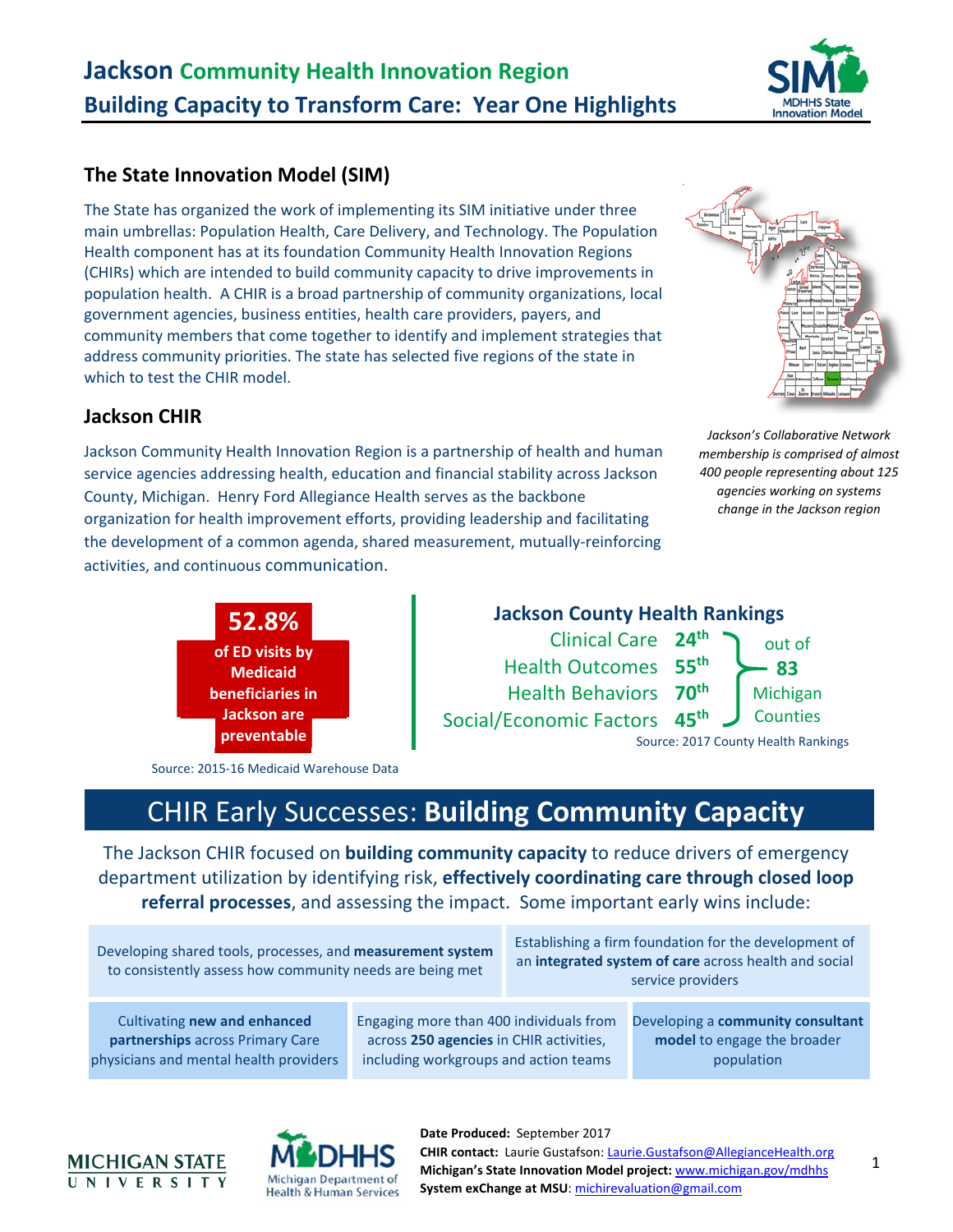# Jackson Community Health Innovation Region
## Building Capacity to Transform Care: Year One Highlights

### The State Innovation Model (SIM)

The State has organized the work of implementing its SIM initiative under three main umbrellas: Population Health, Care Delivery, and Technology. The Population Health component has at its foundation Community Health Innovation Regions (CHIRs) which are intended to build community capacity to drive improvements in population health. A CHIR is a broad partnership of community organizations, local government agencies, business entities, health care providers, payers, and community members that come together to identify and implement strategies that address community priorities. The state has selected five regions of the state in which to test the CHIR model.

### Jackson CHIR

Jackson Community Health Innovation Region is a partnership of health and human service agencies addressing health, education and financial stability across Jackson County, Michigan. Henry Ford Allegiance Health serves as the backbone organization for health improvement efforts, providing leadership and facilitating the development of a common agenda, shared measurement, mutually-reinforcing activities, and continuous communication.

*Jackson's Collaborative Network membership is comprised of almost 400 people representing about 125 agencies working on systems change in the Jackson region*

**52.8%** of ED visits by Medicaid beneficiaries in Jackson are preventable

Source: 2015-16 Medicaid Warehouse Data

**Jackson County Health Rankings**

| | | |
|---|---|---|
| Clinical Care | 24th | out of 83 Michigan Counties |
| Health Outcomes | 55th | |
| Health Behaviors | 70th | |
| Social/Economic Factors | 45th | |

Source: 2017 County Health Rankings

## CHIR Early Successes: Building Community Capacity

The Jackson CHIR focused on **building community capacity** to reduce drivers of emergency department utilization by identifying risk, **effectively coordinating care through closed loop referral processes**, and assessing the impact. Some important early wins include:

- Developing shared tools, processes, and **measurement system** to consistently assess how community needs are being met
- Establishing a firm foundation for the development of an **integrated system of care** across health and social service providers
- Cultivating **new and enhanced partnerships** across Primary Care physicians and mental health providers
- Engaging more than 400 individuals from across **250 agencies** in CHIR activities, including workgroups and action teams
- Developing a **community consultant model** to engage the broader population

**Date Produced:** September 2017
**CHIR contact:** Laurie Gustafson: Laurie.Gustafson@AllegianceHealth.org
**Michigan's State Innovation Model project:** www.michigan.gov/mdhhs
**System exChange at MSU**: michirevaluation@gmail.com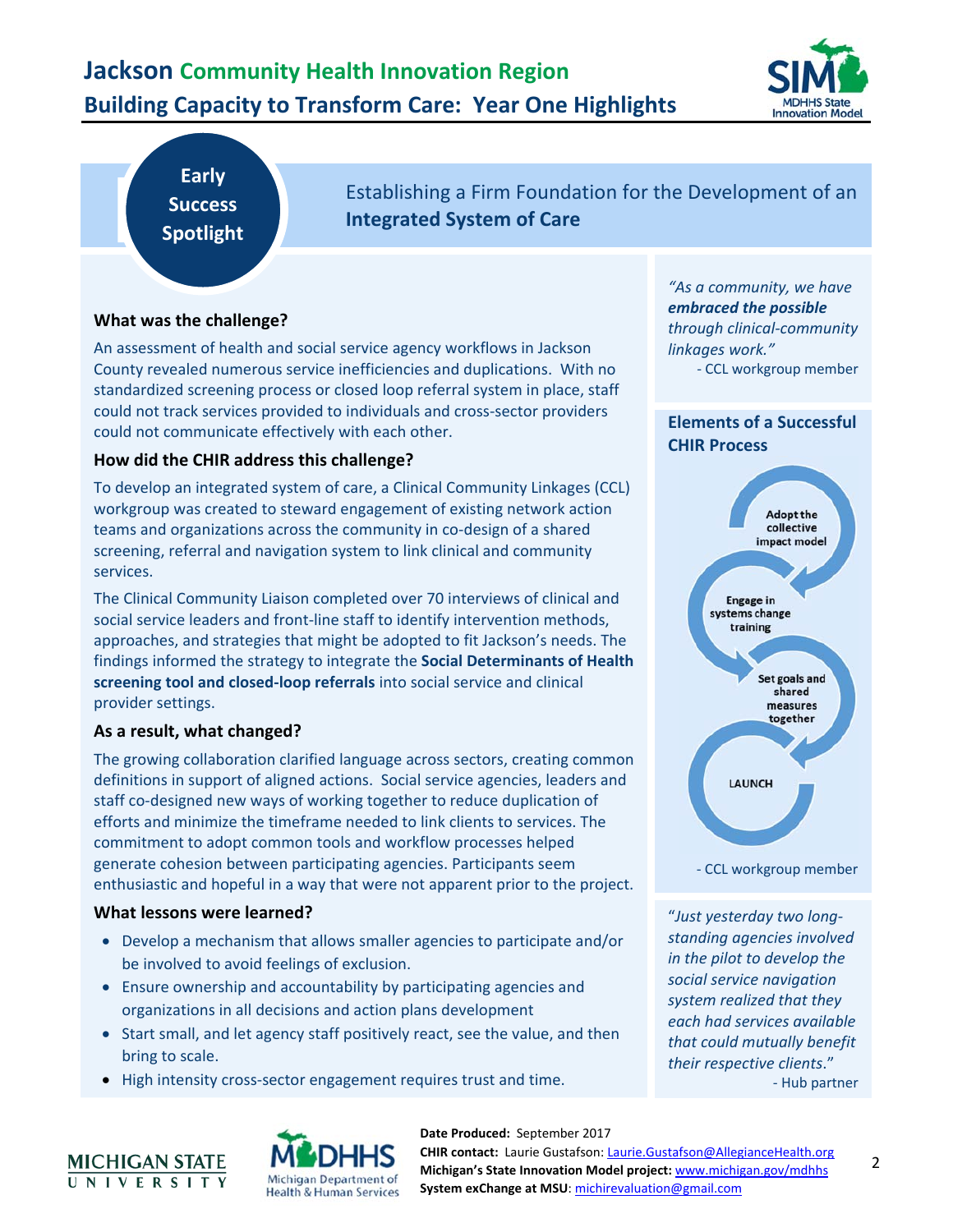# Jackson Community Health Innovation Region

## Building Capacity to Transform Care: Year One Highlights

**Early Success Spotlight**

Establishing a Firm Foundation for the Development of an **Integrated System of Care**

### What was the challenge?

An assessment of health and social service agency workflows in Jackson County revealed numerous service inefficiencies and duplications. With no standardized screening process or closed loop referral system in place, staff could not track services provided to individuals and cross-sector providers could not communicate effectively with each other.

### How did the CHIR address this challenge?

To develop an integrated system of care, a Clinical Community Linkages (CCL) workgroup was created to steward engagement of existing network action teams and organizations across the community in co-design of a shared screening, referral and navigation system to link clinical and community services.

The Clinical Community Liaison completed over 70 interviews of clinical and social service leaders and front-line staff to identify intervention methods, approaches, and strategies that might be adopted to fit Jackson's needs. The findings informed the strategy to integrate the **Social Determinants of Health screening tool and closed-loop referrals** into social service and clinical provider settings.

### As a result, what changed?

The growing collaboration clarified language across sectors, creating common definitions in support of aligned actions. Social service agencies, leaders and staff co-designed new ways of working together to reduce duplication of efforts and minimize the timeframe needed to link clients to services. The commitment to adopt common tools and workflow processes helped generate cohesion between participating agencies. Participants seem enthusiastic and hopeful in a way that were not apparent prior to the project.

### What lessons were learned?

- Develop a mechanism that allows smaller agencies to participate and/or be involved to avoid feelings of exclusion.
- Ensure ownership and accountability by participating agencies and organizations in all decisions and action plans development
- Start small, and let agency staff positively react, see the value, and then bring to scale.
- High intensity cross-sector engagement requires trust and time.

*"As a community, we have* ***embraced the possible*** *through clinical-community linkages work."*
- CCL workgroup member

**Elements of a Successful CHIR Process**

Adopt the collective impact model

Engage in systems change training

Set goals and shared measures together

LAUNCH

- CCL workgroup member

"*Just yesterday two long-standing agencies involved in the pilot to develop the social service navigation system realized that they each had services available that could mutually benefit their respective clients.*"
- Hub partner

**Date Produced:** September 2017
**CHIR contact:** Laurie Gustafson: Laurie.Gustafson@AllegianceHealth.org
**Michigan's State Innovation Model project:** www.michigan.gov/mdhhs
**System exChange at MSU**: michirevaluation@gmail.com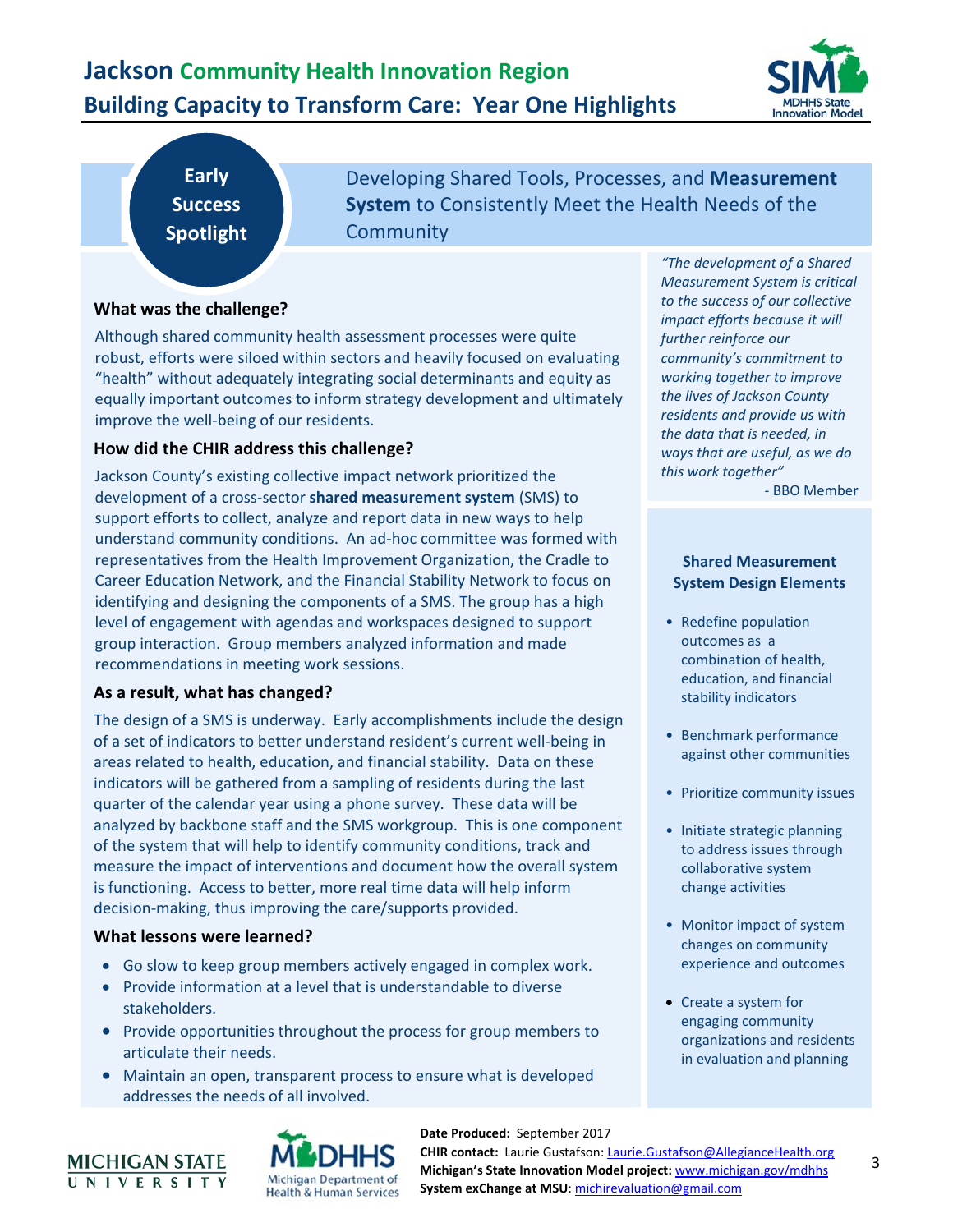# Jackson Community Health Innovation Region

## Building Capacity to Transform Care: Year One Highlights

**Early Success Spotlight**

Developing Shared Tools, Processes, and **Measurement System** to Consistently Meet the Health Needs of the Community

### What was the challenge?

Although shared community health assessment processes were quite robust, efforts were siloed within sectors and heavily focused on evaluating "health" without adequately integrating social determinants and equity as equally important outcomes to inform strategy development and ultimately improve the well-being of our residents.

### How did the CHIR address this challenge?

Jackson County's existing collective impact network prioritized the development of a cross-sector **shared measurement system** (SMS) to support efforts to collect, analyze and report data in new ways to help understand community conditions. An ad-hoc committee was formed with representatives from the Health Improvement Organization, the Cradle to Career Education Network, and the Financial Stability Network to focus on identifying and designing the components of a SMS. The group has a high level of engagement with agendas and workspaces designed to support group interaction. Group members analyzed information and made recommendations in meeting work sessions.

### As a result, what has changed?

The design of a SMS is underway. Early accomplishments include the design of a set of indicators to better understand resident's current well-being in areas related to health, education, and financial stability. Data on these indicators will be gathered from a sampling of residents during the last quarter of the calendar year using a phone survey. These data will be analyzed by backbone staff and the SMS workgroup. This is one component of the system that will help to identify community conditions, track and measure the impact of interventions and document how the overall system is functioning. Access to better, more real time data will help inform decision-making, thus improving the care/supports provided.

### What lessons were learned?

- Go slow to keep group members actively engaged in complex work.
- Provide information at a level that is understandable to diverse stakeholders.
- Provide opportunities throughout the process for group members to articulate their needs.
- Maintain an open, transparent process to ensure what is developed addresses the needs of all involved.

*"The development of a Shared Measurement System is critical to the success of our collective impact efforts because it will further reinforce our community's commitment to working together to improve the lives of Jackson County residents and provide us with the data that is needed, in ways that are useful, as we do this work together"*

- BBO Member

**Shared Measurement System Design Elements**

- Redefine population outcomes as a combination of health, education, and financial stability indicators
- Benchmark performance against other communities
- Prioritize community issues
- Initiate strategic planning to address issues through collaborative system change activities
- Monitor impact of system changes on community experience and outcomes
- Create a system for engaging community organizations and residents in evaluation and planning

**Date Produced:** September 2017
**CHIR contact:** Laurie Gustafson: Laurie.Gustafson@AllegianceHealth.org
**Michigan's State Innovation Model project:** www.michigan.gov/mdhhs
**System exChange at MSU**: michirevaluation@gmail.com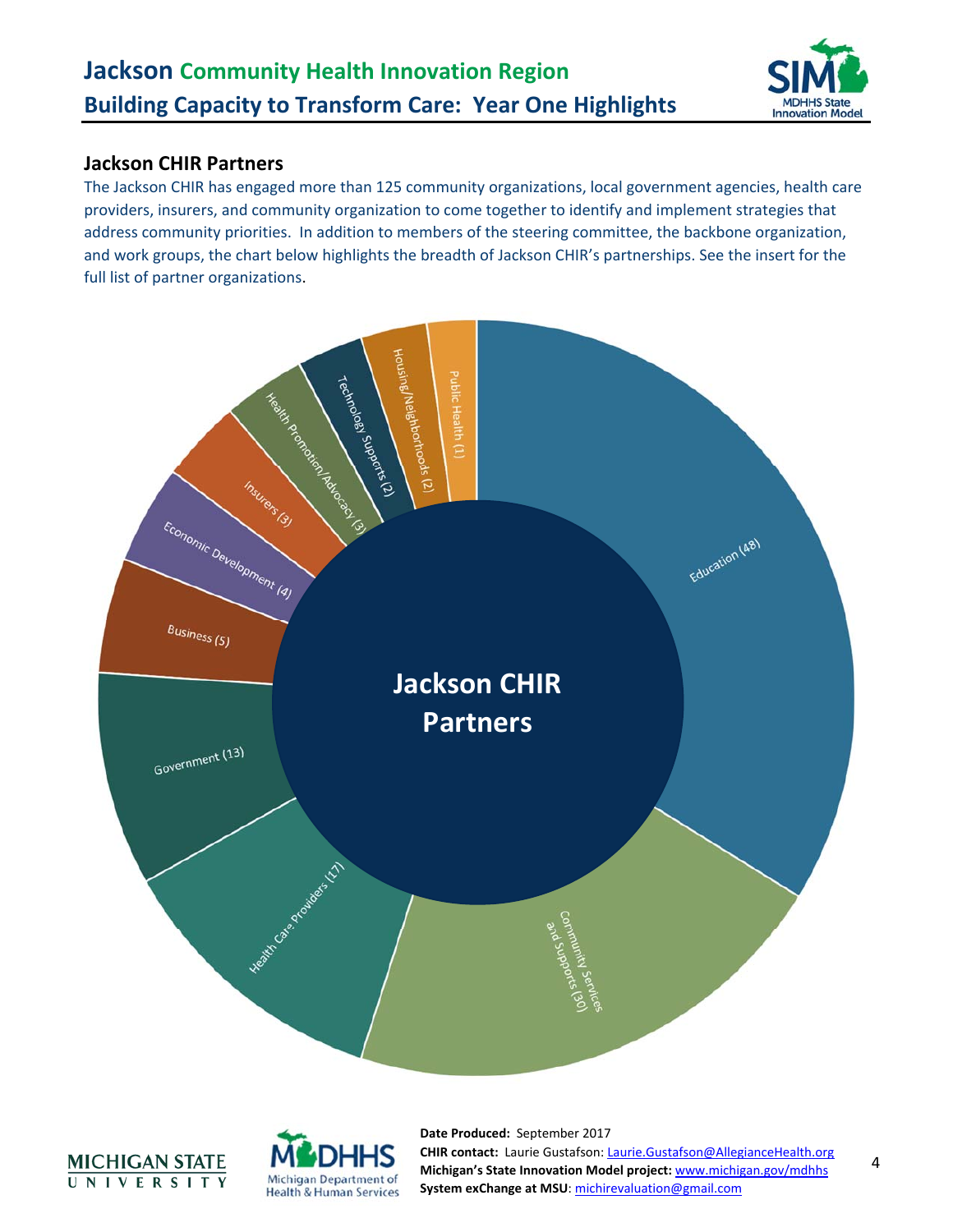# Jackson Community Health Innovation Region
## Building Capacity to Transform Care: Year One Highlights

### Jackson CHIR Partners

The Jackson CHIR has engaged more than 125 community organizations, local government agencies, health care providers, insurers, and community organization to come together to identify and implement strategies that address community priorities. In addition to members of the steering committee, the backbone organization, and work groups, the chart below highlights the breadth of Jackson CHIR's partnerships. See the insert for the full list of partner organizations.

Jackson CHIR Partners

Education (48)
Community Services and Supports (30)
Health Care Providers (17)
Government (13)
Business (5)
Economic Development (4)
Insurers (3)
Health Promotion/Advocacy (3)
Technology Supports (2)
Housing/Neighborhoods (2)
Public Health (1)

**Date Produced:** September 2017
**CHIR contact:** Laurie Gustafson: Laurie.Gustafson@AllegianceHealth.org
**Michigan's State Innovation Model project:** www.michigan.gov/mdhhs
**System exChange at MSU**: michirevaluation@gmail.com